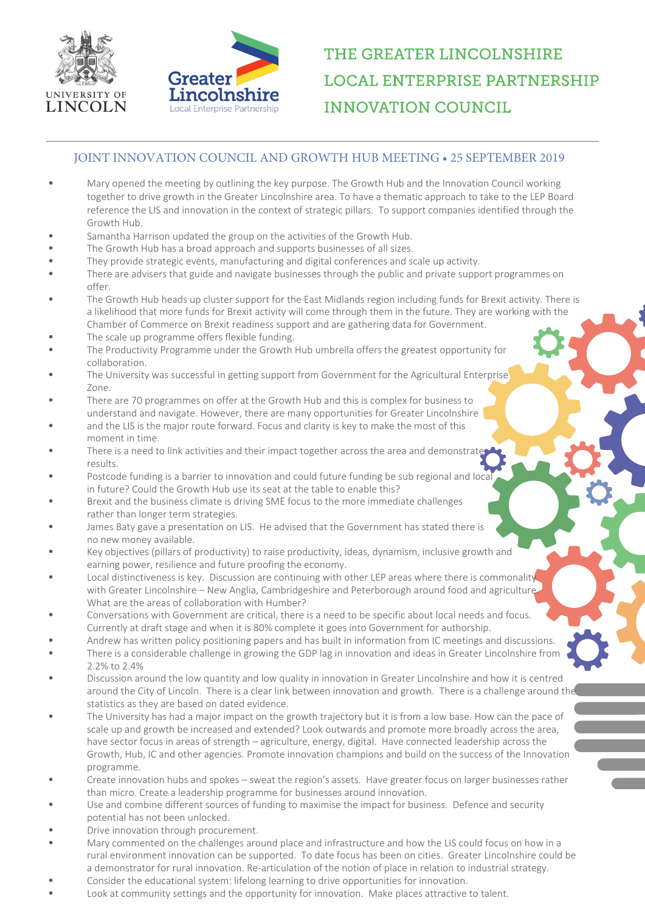# THE GREATER LINCOLNSHIRE LOCAL ENTERPRISE PARTNERSHIP INNOVATION COUNCIL

## JOINT INNOVATION COUNCIL AND GROWTH HUB MEETING • 25 SEPTEMBER 2019

- Mary opened the meeting by outlining the key purpose. The Growth Hub and the Innovation Council working together to drive growth in the Greater Lincolnshire area. To have a thematic approach to take to the LEP Board reference the LIS and innovation in the context of strategic pillars. To support companies identified through the Growth Hub.
- Samantha Harrison updated the group on the activities of the Growth Hub.
- The Growth Hub has a broad approach and supports businesses of all sizes.
- They provide strategic events, manufacturing and digital conferences and scale up activity.
- There are advisers that guide and navigate businesses through the public and private support programmes on offer.
- The Growth Hub heads up cluster support for the East Midlands region including funds for Brexit activity. There is a likelihood that more funds for Brexit activity will come through them in the future. They are working with the Chamber of Commerce on Brexit readiness support and are gathering data for Government.
- The scale up programme offers flexible funding.
- The Productivity Programme under the Growth Hub umbrella offers the greatest opportunity for collaboration.
- The University was successful in getting support from Government for the Agricultural Enterprise Zone.
- There are 70 programmes on offer at the Growth Hub and this is complex for business to understand and navigate. However, there are many opportunities for Greater Lincolnshire
- and the LIS is the major route forward. Focus and clarity is key to make the most of this moment in time.
- There is a need to link activities and their impact together across the area and demonstrate results.
- Postcode funding is a barrier to innovation and could future funding be sub regional and local in future? Could the Growth Hub use its seat at the table to enable this?
- Brexit and the business climate is driving SME focus to the more immediate challenges rather than longer term strategies.
- James Baty gave a presentation on LIS. He advised that the Government has stated there is no new money available.
- Key objectives (pillars of productivity) to raise productivity, ideas, dynamism, inclusive growth and earning power, resilience and future proofing the economy.
- Local distinctiveness is key. Discussion are continuing with other LEP areas where there is commonality with Greater Lincolnshire – New Anglia, Cambridgeshire and Peterborough around food and agriculture. What are the areas of collaboration with Humber?
- Conversations with Government are critical, there is a need to be specific about local needs and focus. Currently at draft stage and when it is 80% complete it goes into Government for authorship.
- Andrew has written policy positioning papers and has built in information from IC meetings and discussions.
- There is a considerable challenge in growing the GDP lag in innovation and ideas in Greater Lincolnshire from 2.2% to 2.4%
- Discussion around the low quantity and low quality in innovation in Greater Lincolnshire and how it is centred around the City of Lincoln. There is a clear link between innovation and growth. There is a challenge around the statistics as they are based on dated evidence.
- The University has had a major impact on the growth trajectory but it is from a low base. How can the pace of scale up and growth be increased and extended? Look outwards and promote more broadly across the area, have sector focus in areas of strength – agriculture, energy, digital. Have connected leadership across the Growth, Hub, IC and other agencies. Promote innovation champions and build on the success of the Innovation programme.
- Create innovation hubs and spokes – sweat the region's assets. Have greater focus on larger businesses rather than micro. Create a leadership programme for businesses around innovation.
- Use and combine different sources of funding to maximise the impact for business. Defence and security potential has not been unlocked.
- Drive innovation through procurement.
- Mary commented on the challenges around place and infrastructure and how the LIS could focus on how in a rural environment innovation can be supported. To date focus has been on cities. Greater Lincolnshire could be a demonstrator for rural innovation. Re-articulation of the notion of place in relation to industrial strategy.
- Consider the educational system: lifelong learning to drive opportunities for innovation.
- Look at community settings and the opportunity for innovation. Make places attractive to talent.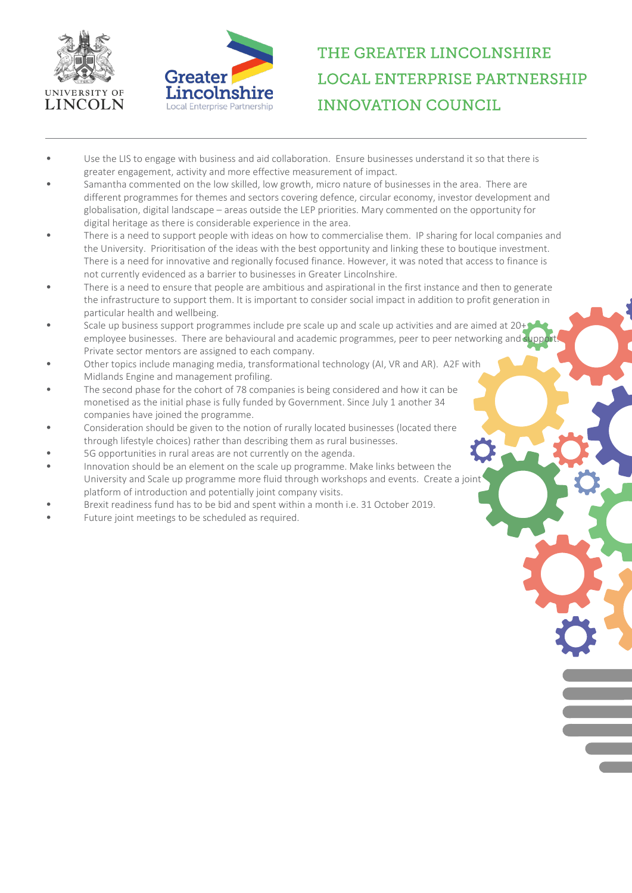# THE GREATER LINCOLNSHIRE LOCAL ENTERPRISE PARTNERSHIP INNOVATION COUNCIL

- Use the LIS to engage with business and aid collaboration. Ensure businesses understand it so that there is greater engagement, activity and more effective measurement of impact.
- Samantha commented on the low skilled, low growth, micro nature of businesses in the area. There are different programmes for themes and sectors covering defence, circular economy, investor development and globalisation, digital landscape – areas outside the LEP priorities. Mary commented on the opportunity for digital heritage as there is considerable experience in the area.
- There is a need to support people with ideas on how to commercialise them. IP sharing for local companies and the University. Prioritisation of the ideas with the best opportunity and linking these to boutique investment. There is a need for innovative and regionally focused finance. However, it was noted that access to finance is not currently evidenced as a barrier to businesses in Greater Lincolnshire.
- There is a need to ensure that people are ambitious and aspirational in the first instance and then to generate the infrastructure to support them. It is important to consider social impact in addition to profit generation in particular health and wellbeing.
- Scale up business support programmes include pre scale up and scale up activities and are aimed at 20+ employee businesses. There are behavioural and academic programmes, peer to peer networking and support. Private sector mentors are assigned to each company.
- Other topics include managing media, transformational technology (AI, VR and AR). A2F with Midlands Engine and management profiling.
- The second phase for the cohort of 78 companies is being considered and how it can be monetised as the initial phase is fully funded by Government. Since July 1 another 34 companies have joined the programme.
- Consideration should be given to the notion of rurally located businesses (located there through lifestyle choices) rather than describing them as rural businesses.
- 5G opportunities in rural areas are not currently on the agenda.
- Innovation should be an element on the scale up programme. Make links between the University and Scale up programme more fluid through workshops and events. Create a joint platform of introduction and potentially joint company visits.
- Brexit readiness fund has to be bid and spent within a month i.e. 31 October 2019.
- Future joint meetings to be scheduled as required.